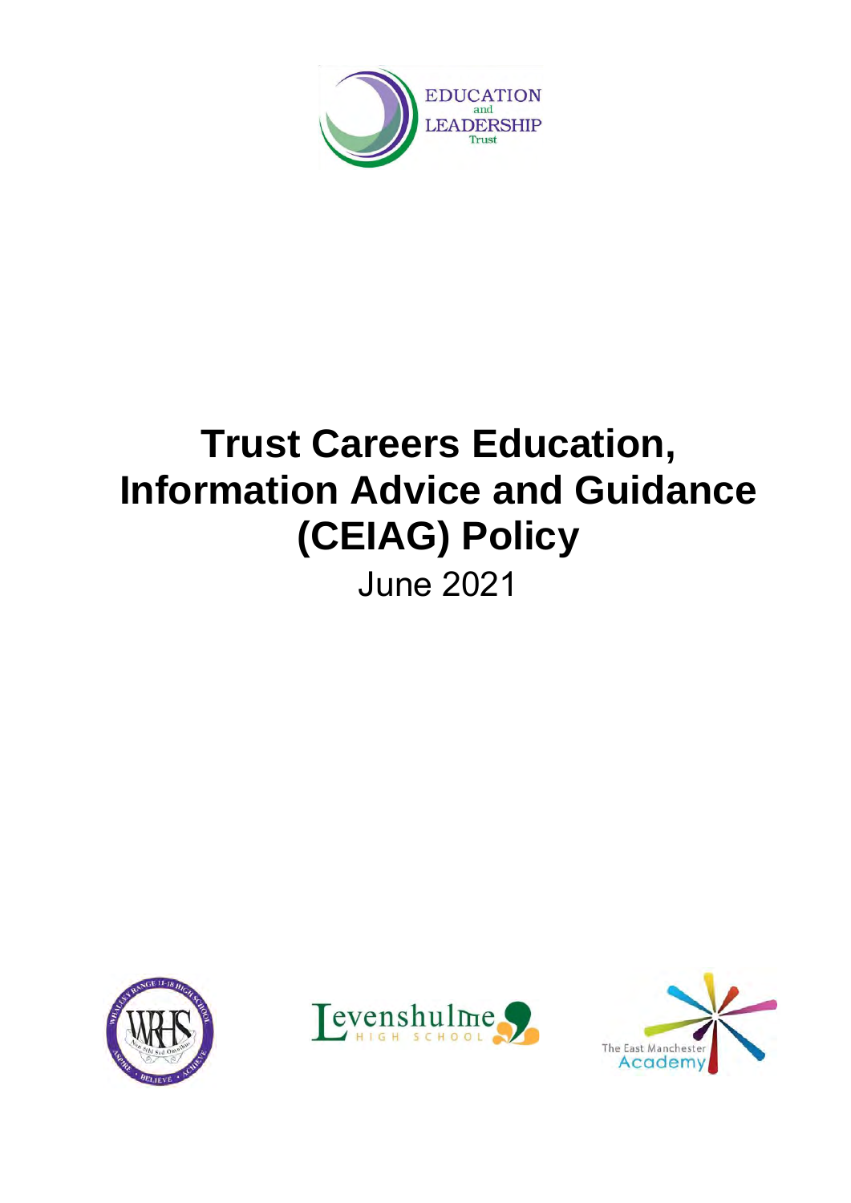# Trust Careers Education, Information Advice and Guidance (CEIAG) Policy

June 2021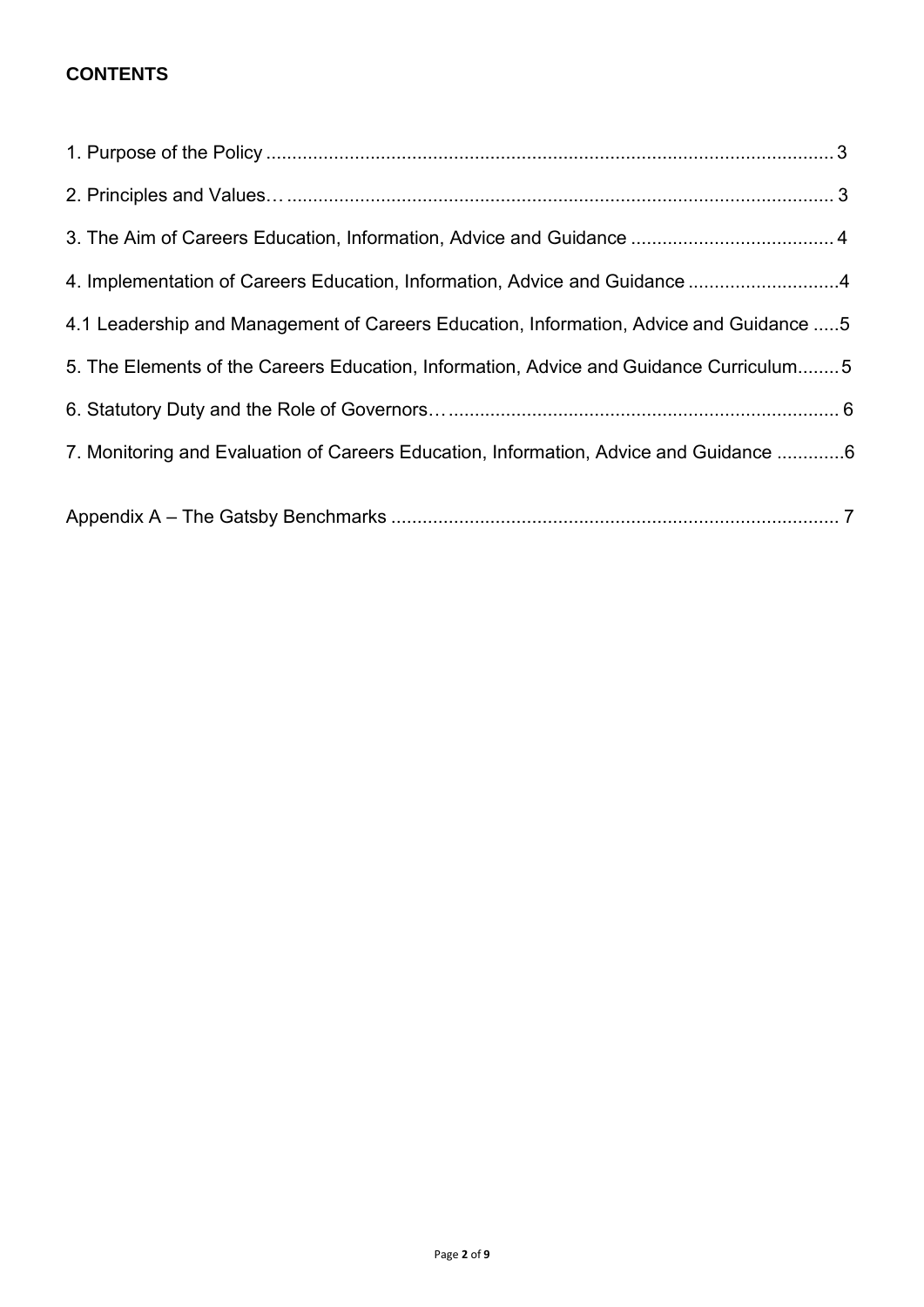**CONTENTS**

1. Purpose of the Policy ............................................................................................................ 3

2. Principles and Values… ........................................................................................................ 3

3. The Aim of Careers Education, Information, Advice and Guidance ....................................... 4

4. Implementation of Careers Education, Information, Advice and Guidance .............................4

4.1 Leadership and Management of Careers Education, Information, Advice and Guidance .....5

5. The Elements of the Careers Education, Information, Advice and Guidance Curriculum........5

6. Statutory Duty and the Role of Governors… .......................................................................... 6

7. Monitoring and Evaluation of Careers Education, Information, Advice and Guidance .............6

Appendix A – The Gatsby Benchmarks ..................................................................................... 7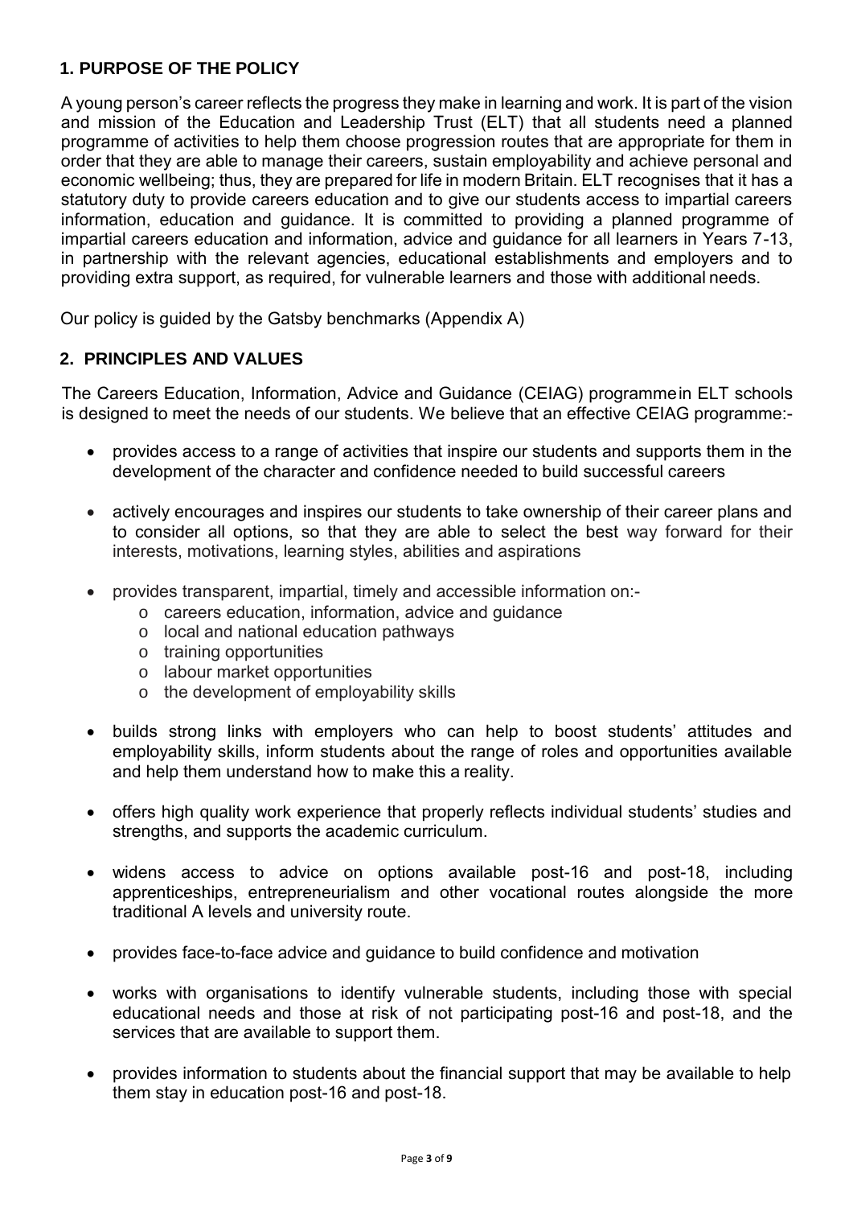## 1. PURPOSE OF THE POLICY

A young person's career reflects the progress they make in learning and work. It is part of the vision and mission of the Education and Leadership Trust (ELT) that all students need a planned programme of activities to help them choose progression routes that are appropriate for them in order that they are able to manage their careers, sustain employability and achieve personal and economic wellbeing; thus, they are prepared for life in modern Britain. ELT recognises that it has a statutory duty to provide careers education and to give our students access to impartial careers information, education and guidance. It is committed to providing a planned programme of impartial careers education and information, advice and guidance for all learners in Years 7-13, in partnership with the relevant agencies, educational establishments and employers and to providing extra support, as required, for vulnerable learners and those with additional needs.

Our policy is guided by the Gatsby benchmarks (Appendix A)

## 2. PRINCIPLES AND VALUES

The Careers Education, Information, Advice and Guidance (CEIAG) programme in ELT schools is designed to meet the needs of our students. We believe that an effective CEIAG programme:-

- provides access to a range of activities that inspire our students and supports them in the development of the character and confidence needed to build successful careers
- actively encourages and inspires our students to take ownership of their career plans and to consider all options, so that they are able to select the best way forward for their interests, motivations, learning styles, abilities and aspirations
- provides transparent, impartial, timely and accessible information on:-
  - careers education, information, advice and guidance
  - local and national education pathways
  - training opportunities
  - labour market opportunities
  - the development of employability skills
- builds strong links with employers who can help to boost students' attitudes and employability skills, inform students about the range of roles and opportunities available and help them understand how to make this a reality.
- offers high quality work experience that properly reflects individual students' studies and strengths, and supports the academic curriculum.
- widens access to advice on options available post-16 and post-18, including apprenticeships, entrepreneurialism and other vocational routes alongside the more traditional A levels and university route.
- provides face-to-face advice and guidance to build confidence and motivation
- works with organisations to identify vulnerable students, including those with special educational needs and those at risk of not participating post-16 and post-18, and the services that are available to support them.
- provides information to students about the financial support that may be available to help them stay in education post-16 and post-18.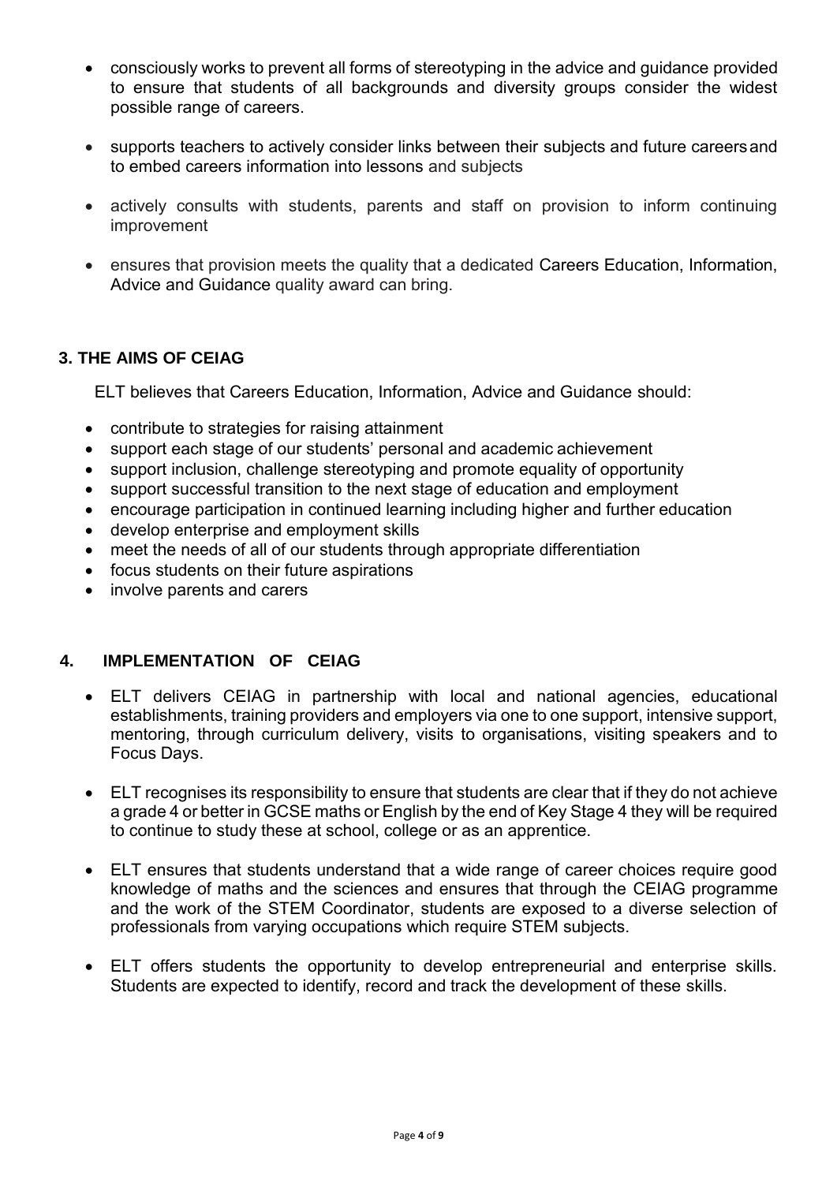- consciously works to prevent all forms of stereotyping in the advice and guidance provided to ensure that students of all backgrounds and diversity groups consider the widest possible range of careers.

- supports teachers to actively consider links between their subjects and future careers and to embed careers information into lessons and subjects

- actively consults with students, parents and staff on provision to inform continuing improvement

- ensures that provision meets the quality that a dedicated Careers Education, Information, Advice and Guidance quality award can bring.

## 3. THE AIMS OF CEIAG

ELT believes that Careers Education, Information, Advice and Guidance should:

- contribute to strategies for raising attainment
- support each stage of our students' personal and academic achievement
- support inclusion, challenge stereotyping and promote equality of opportunity
- support successful transition to the next stage of education and employment
- encourage participation in continued learning including higher and further education
- develop enterprise and employment skills
- meet the needs of all of our students through appropriate differentiation
- focus students on their future aspirations
- involve parents and carers

## 4. IMPLEMENTATION OF CEIAG

- ELT delivers CEIAG in partnership with local and national agencies, educational establishments, training providers and employers via one to one support, intensive support, mentoring, through curriculum delivery, visits to organisations, visiting speakers and to Focus Days.

- ELT recognises its responsibility to ensure that students are clear that if they do not achieve a grade 4 or better in GCSE maths or English by the end of Key Stage 4 they will be required to continue to study these at school, college or as an apprentice.

- ELT ensures that students understand that a wide range of career choices require good knowledge of maths and the sciences and ensures that through the CEIAG programme and the work of the STEM Coordinator, students are exposed to a diverse selection of professionals from varying occupations which require STEM subjects.

- ELT offers students the opportunity to develop entrepreneurial and enterprise skills. Students are expected to identify, record and track the development of these skills.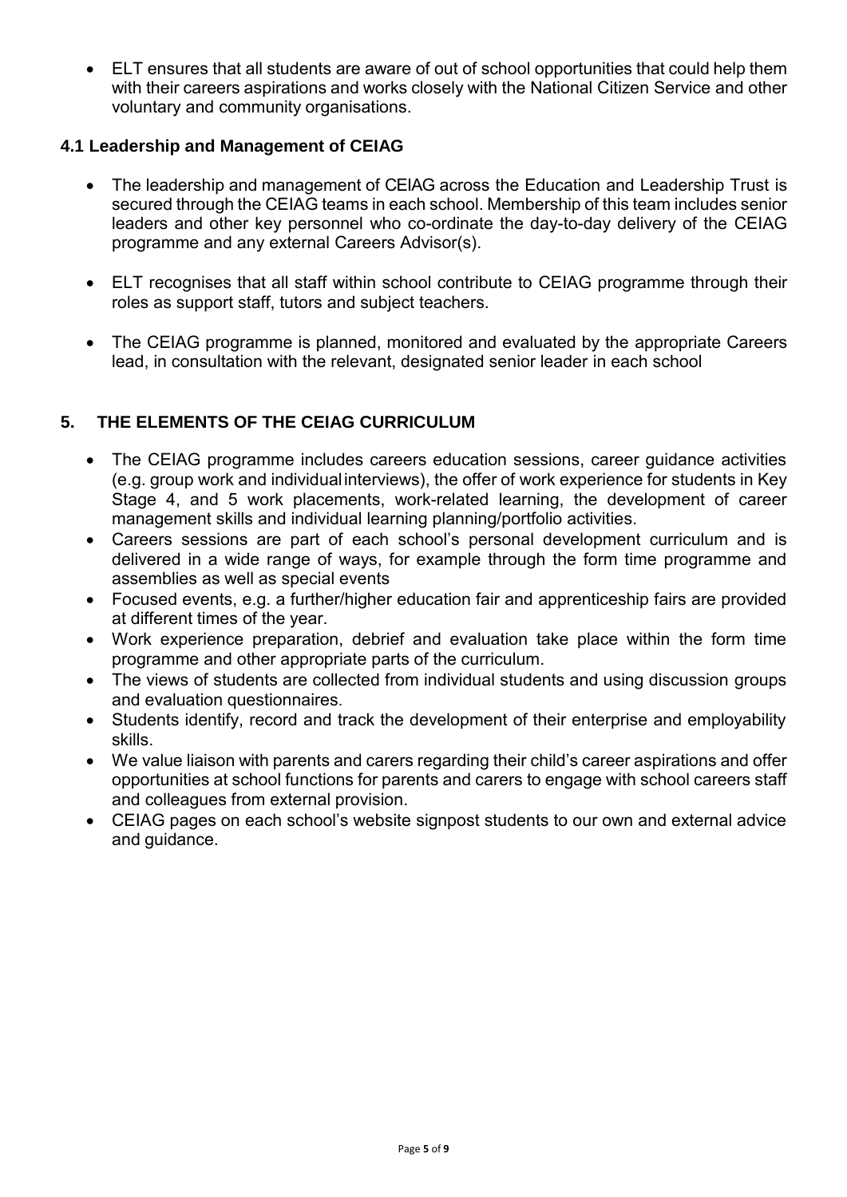- ELT ensures that all students are aware of out of school opportunities that could help them with their careers aspirations and works closely with the National Citizen Service and other voluntary and community organisations.

### 4.1 Leadership and Management of CEIAG

- The leadership and management of CEIAG across the Education and Leadership Trust is secured through the CEIAG teams in each school. Membership of this team includes senior leaders and other key personnel who co-ordinate the day-to-day delivery of the CEIAG programme and any external Careers Advisor(s).

- ELT recognises that all staff within school contribute to CEIAG programme through their roles as support staff, tutors and subject teachers.

- The CEIAG programme is planned, monitored and evaluated by the appropriate Careers lead, in consultation with the relevant, designated senior leader in each school

## 5. THE ELEMENTS OF THE CEIAG CURRICULUM

- The CEIAG programme includes careers education sessions, career guidance activities (e.g. group work and individual interviews), the offer of work experience for students in Key Stage 4, and 5 work placements, work-related learning, the development of career management skills and individual learning planning/portfolio activities.
- Careers sessions are part of each school's personal development curriculum and is delivered in a wide range of ways, for example through the form time programme and assemblies as well as special events
- Focused events, e.g. a further/higher education fair and apprenticeship fairs are provided at different times of the year.
- Work experience preparation, debrief and evaluation take place within the form time programme and other appropriate parts of the curriculum.
- The views of students are collected from individual students and using discussion groups and evaluation questionnaires.
- Students identify, record and track the development of their enterprise and employability skills.
- We value liaison with parents and carers regarding their child's career aspirations and offer opportunities at school functions for parents and carers to engage with school careers staff and colleagues from external provision.
- CEIAG pages on each school's website signpost students to our own and external advice and guidance.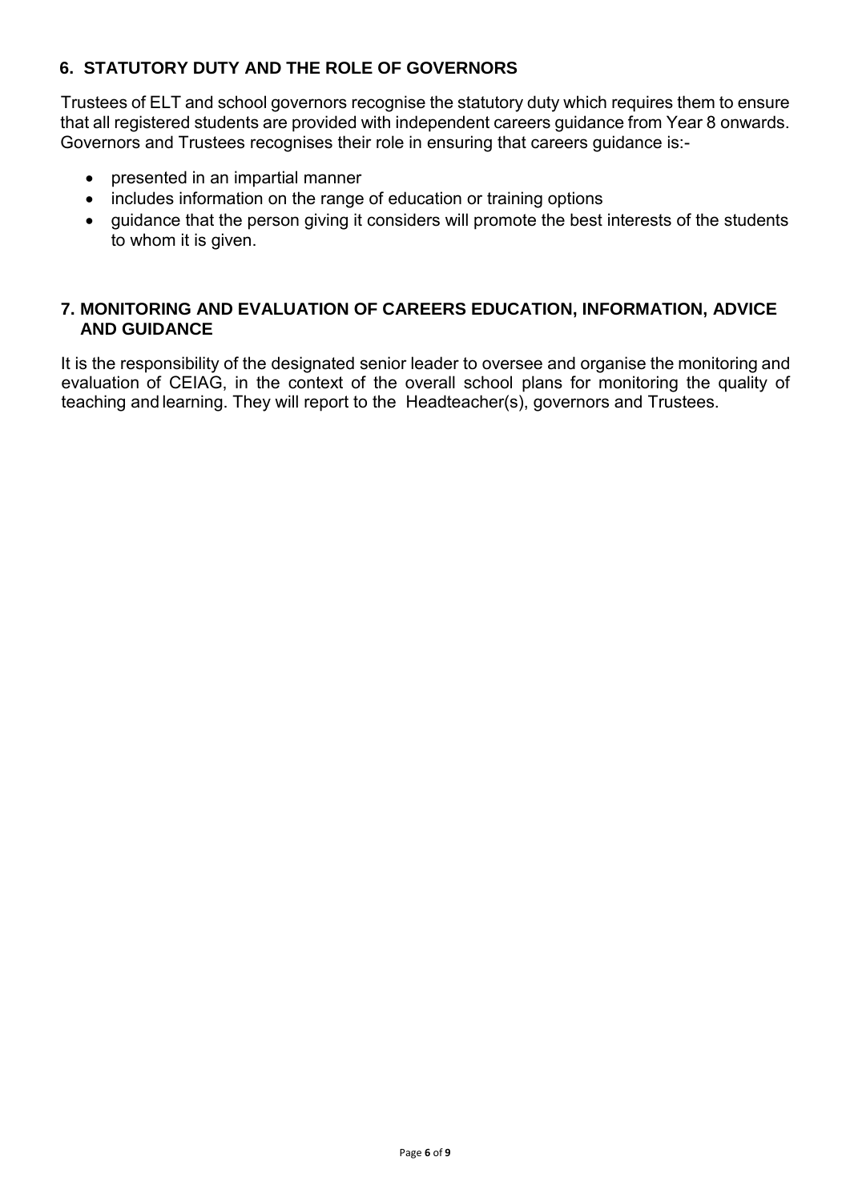## 6. STATUTORY DUTY AND THE ROLE OF GOVERNORS

Trustees of ELT and school governors recognise the statutory duty which requires them to ensure that all registered students are provided with independent careers guidance from Year 8 onwards. Governors and Trustees recognises their role in ensuring that careers guidance is:-

- presented in an impartial manner
- includes information on the range of education or training options
- guidance that the person giving it considers will promote the best interests of the students to whom it is given.

## 7. MONITORING AND EVALUATION OF CAREERS EDUCATION, INFORMATION, ADVICE AND GUIDANCE

It is the responsibility of the designated senior leader to oversee and organise the monitoring and evaluation of CEIAG, in the context of the overall school plans for monitoring the quality of teaching and learning. They will report to the Headteacher(s), governors and Trustees.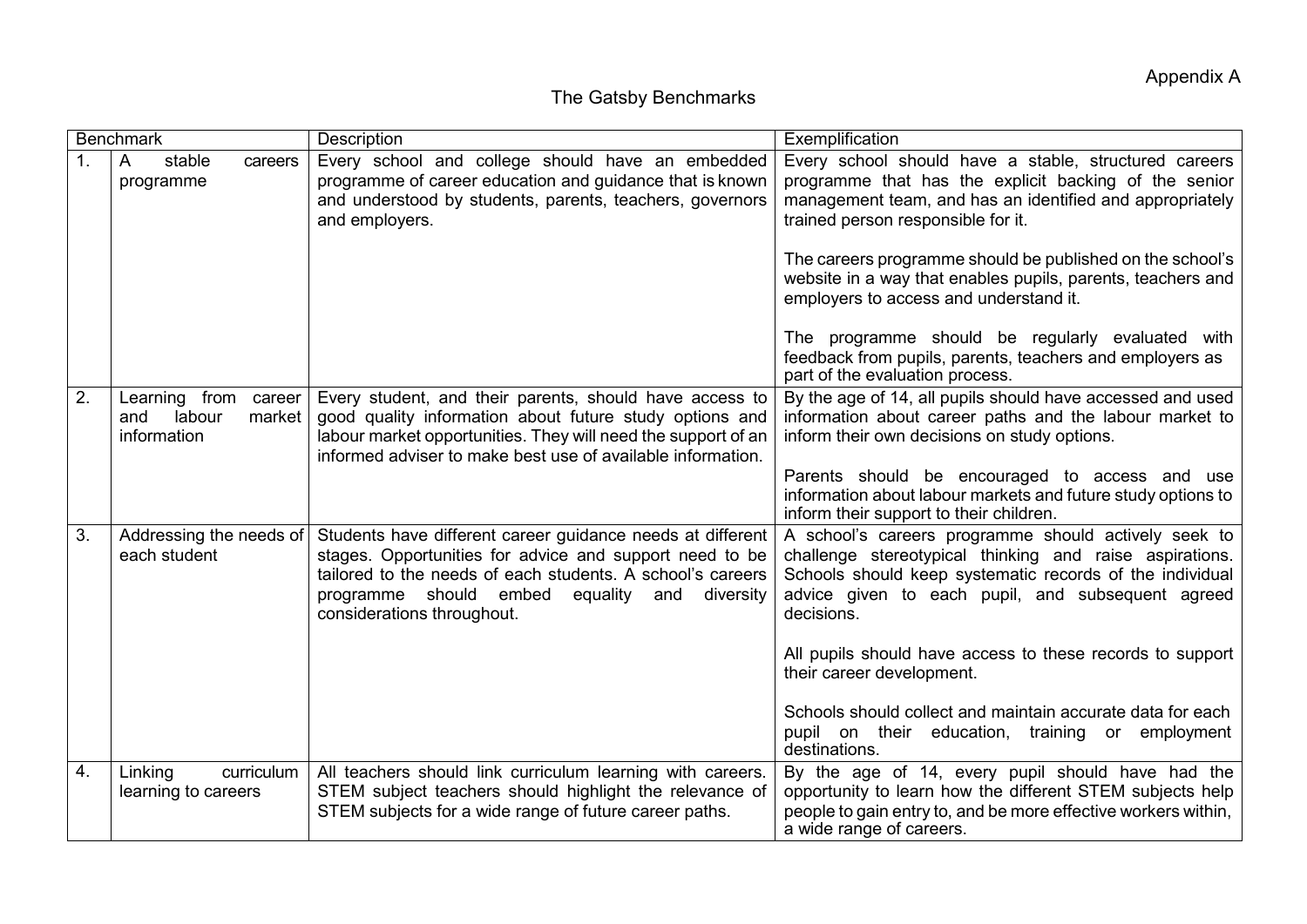Appendix A

# The Gatsby Benchmarks

| Benchmark | | Description | Exemplification |
|---|---|---|---|
| 1. | A stable careers programme | Every school and college should have an embedded programme of career education and guidance that is known and understood by students, parents, teachers, governors and employers. | Every school should have a stable, structured careers programme that has the explicit backing of the senior management team, and has an identified and appropriately trained person responsible for it.<br><br>The careers programme should be published on the school's website in a way that enables pupils, parents, teachers and employers to access and understand it.<br><br>The programme should be regularly evaluated with feedback from pupils, parents, teachers and employers as part of the evaluation process. |
| 2. | Learning from career and labour market information | Every student, and their parents, should have access to good quality information about future study options and labour market opportunities. They will need the support of an informed adviser to make best use of available information. | By the age of 14, all pupils should have accessed and used information about career paths and the labour market to inform their own decisions on study options.<br><br>Parents should be encouraged to access and use information about labour markets and future study options to inform their support to their children. |
| 3. | Addressing the needs of each student | Students have different career guidance needs at different stages. Opportunities for advice and support need to be tailored to the needs of each students. A school's careers programme should embed equality and diversity considerations throughout. | A school's careers programme should actively seek to challenge stereotypical thinking and raise aspirations. Schools should keep systematic records of the individual advice given to each pupil, and subsequent agreed decisions.<br><br>All pupils should have access to these records to support their career development.<br><br>Schools should collect and maintain accurate data for each pupil on their education, training or employment destinations. |
| 4. | Linking curriculum learning to careers | All teachers should link curriculum learning with careers. STEM subject teachers should highlight the relevance of STEM subjects for a wide range of future career paths. | By the age of 14, every pupil should have had the opportunity to learn how the different STEM subjects help people to gain entry to, and be more effective workers within, a wide range of careers. |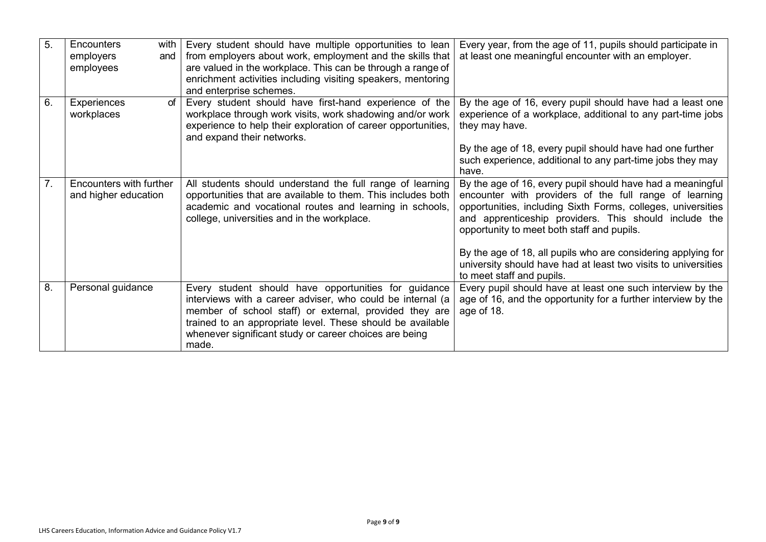| | | | |
|---|---|---|---|
| 5. | Encounters with employers and employees | Every student should have multiple opportunities to lean from employers about work, employment and the skills that are valued in the workplace. This can be through a range of enrichment activities including visiting speakers, mentoring and enterprise schemes. | Every year, from the age of 11, pupils should participate in at least one meaningful encounter with an employer. |
| 6. | Experiences of workplaces | Every student should have first-hand experience of the workplace through work visits, work shadowing and/or work experience to help their exploration of career opportunities, and expand their networks. | By the age of 16, every pupil should have had a least one experience of a workplace, additional to any part-time jobs they may have.<br><br>By the age of 18, every pupil should have had one further such experience, additional to any part-time jobs they may have. |
| 7. | Encounters with further and higher education | All students should understand the full range of learning opportunities that are available to them. This includes both academic and vocational routes and learning in schools, college, universities and in the workplace. | By the age of 16, every pupil should have had a meaningful encounter with providers of the full range of learning opportunities, including Sixth Forms, colleges, universities and apprenticeship providers. This should include the opportunity to meet both staff and pupils.<br><br>By the age of 18, all pupils who are considering applying for university should have had at least two visits to universities to meet staff and pupils. |
| 8. | Personal guidance | Every student should have opportunities for guidance interviews with a career adviser, who could be internal (a member of school staff) or external, provided they are trained to an appropriate level. These should be available whenever significant study or career choices are being made. | Every pupil should have at least one such interview by the age of 16, and the opportunity for a further interview by the age of 18. |